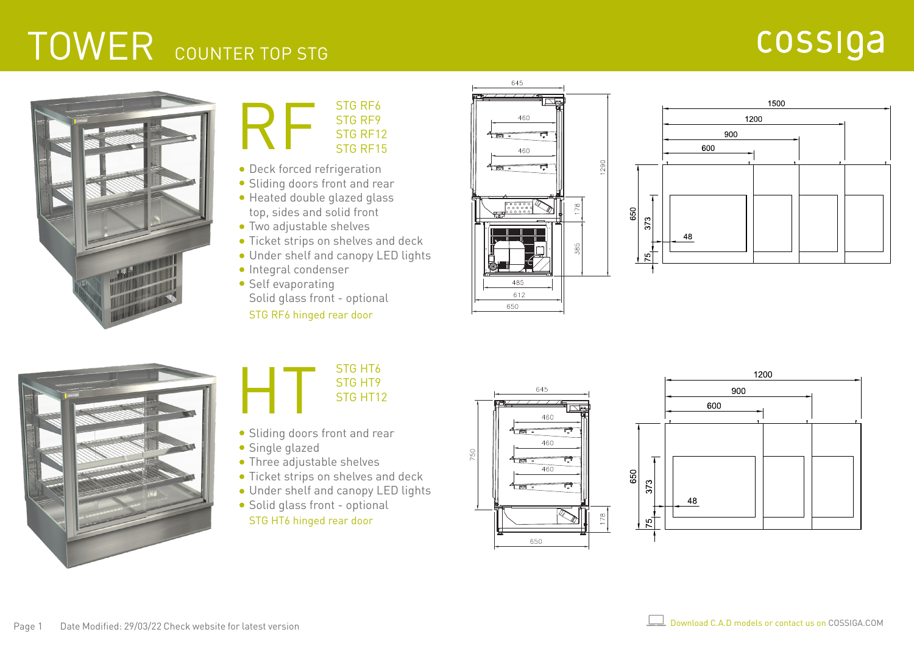# TOWER COUNTER TOP STG

cossiga

## RF

STG RF6
STG RF9
STG RF12
STG RF15

- Deck forced refrigeration
- Sliding doors front and rear
- Heated double glazed glass top, sides and solid front
- Two adjustable shelves
- Ticket strips on shelves and deck
- Under shelf and canopy LED lights
- Integral condenser
- Self evaporating

Solid glass front - optional

STG RF6 hinged rear door

645
460
460
1290
178
385
485
612
650

1500
1200
900
600
650
373
48
75

## HT

STG HT6
STG HT9
STG HT12

- Sliding doors front and rear
- Single glazed
- Three adjustable shelves
- Ticket strips on shelves and deck
- Under shelf and canopy LED lights
- Solid glass front - optional

STG HT6 hinged rear door

645
460
460
460
750
178
650

1200
900
600
650
373
48
75

Date Modified: 29/03/22 Check website for latest version

Download C.A.D models or contact us on COSSIGA.COM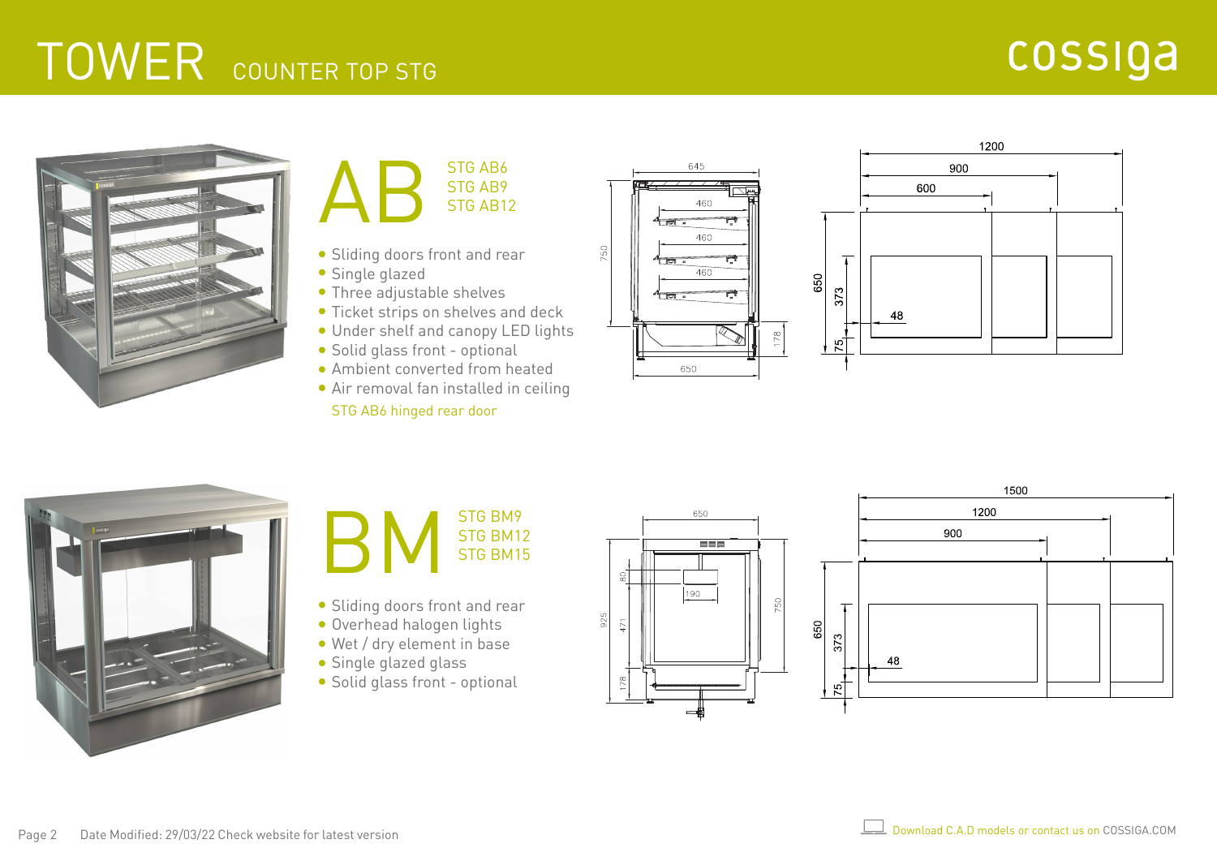# TOWER COUNTER TOP STG

cossiga

## AB

STG AB6
STG AB9
STG AB12

- Sliding doors front and rear
- Single glazed
- Three adjustable shelves
- Ticket strips on shelves and deck
- Under shelf and canopy LED lights
- Solid glass front - optional
- Ambient converted from heated
- Air removal fan installed in ceiling

STG AB6 hinged rear door

645
460
460
460
750
178
650

1200
900
600
650
373
48
75

## BM

STG BM9
STG BM12
STG BM15

- Sliding doors front and rear
- Overhead halogen lights
- Wet / dry element in base
- Single glazed glass
- Solid glass front - optional

650
80
190
925
471
750
178

1500
1200
900
650
373
48
75

Date Modified: 29/03/22 Check website for latest version

Download C.A.D models or contact us on COSSIGA.COM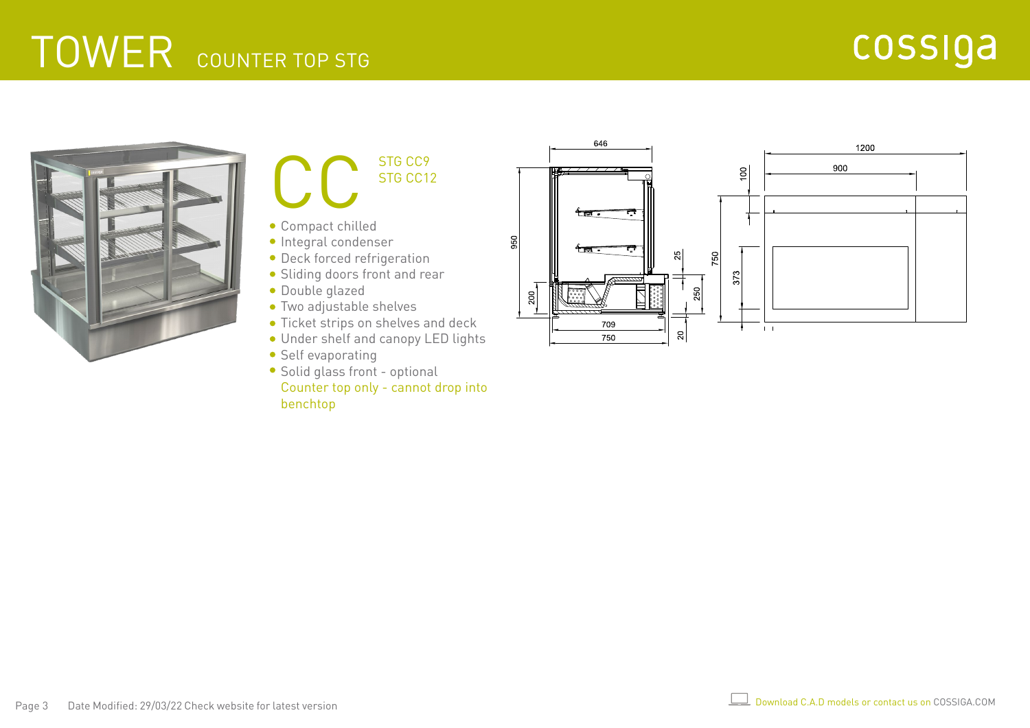# TOWER COUNTER TOP STG

cossiga

## CC

STG CC9
STG CC12

- Compact chilled
- Integral condenser
- Deck forced refrigeration
- Sliding doors front and rear
- Double glazed
- Two adjustable shelves
- Ticket strips on shelves and deck
- Under shelf and canopy LED lights
- Self evaporating
- Solid glass front - optional
  Counter top only - cannot drop into benchtop

646
950
200
709
750
25
250
20
750
373
100
1200
900

Download C.A.D models or contact us on COSSIGA.COM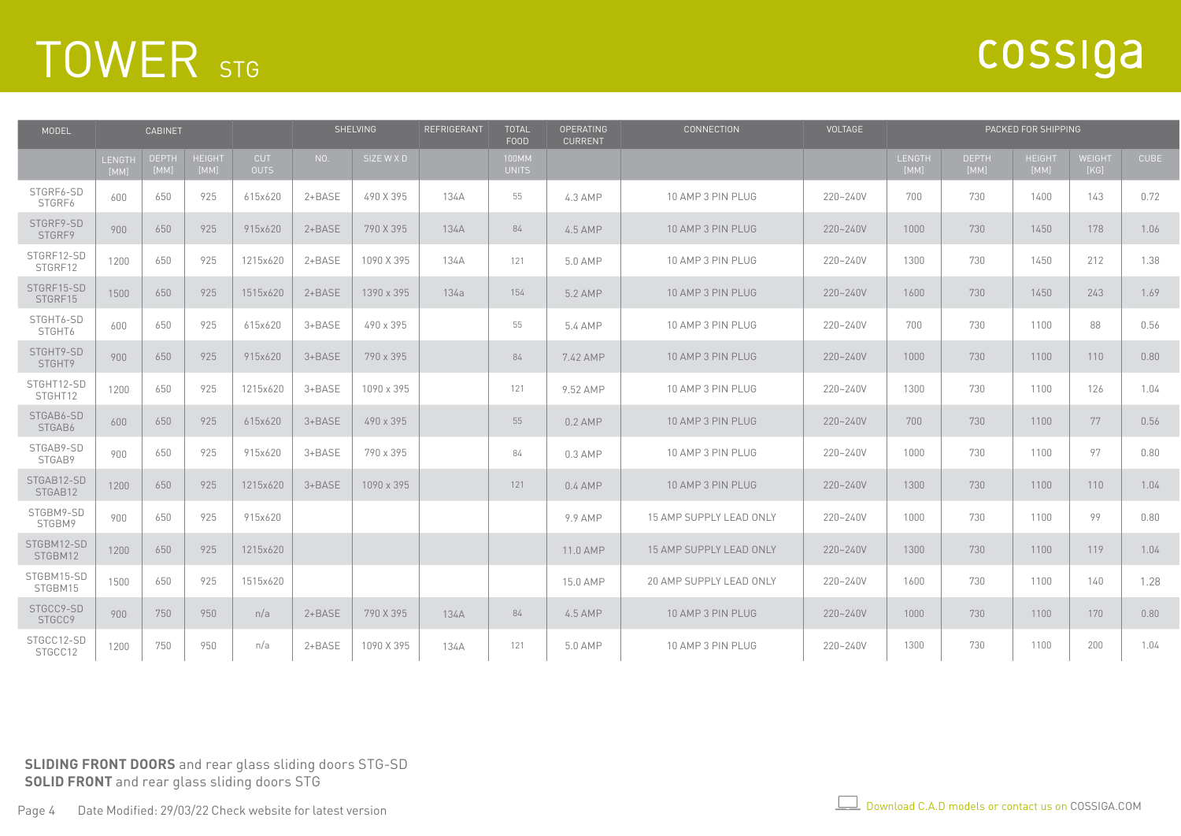# TOWER STG

cossiga

| MODEL | CABINET | | | | SHELVING | | REFRIGERANT | TOTAL FOOD | OPERATING CURRENT | CONNECTION | VOLTAGE | PACKED FOR SHIPPING | | | | |
|---|---|---|---|---|---|---|---|---|---|---|---|---|---|---|---|---|
| | LENGTH [MM] | DEPTH [MM] | HEIGHT [MM] | CUT OUTS | NO. | SIZE W X D | | 100MM UNITS | | | | LENGTH [MM] | DEPTH [MM] | HEIGHT [MM] | WEIGHT [KG] | CUBE |
| STGRF6-SD STGRF6 | 600 | 650 | 925 | 615x620 | 2+BASE | 490 X 395 | 134A | 55 | 4.3 AMP | 10 AMP 3 PIN PLUG | 220~240V | 700 | 730 | 1400 | 143 | 0.72 |
| STGRF9-SD STGRF9 | 900 | 650 | 925 | 915x620 | 2+BASE | 790 X 395 | 134A | 84 | 4.5 AMP | 10 AMP 3 PIN PLUG | 220~240V | 1000 | 730 | 1450 | 178 | 1.06 |
| STGRF12-SD STGRF12 | 1200 | 650 | 925 | 1215x620 | 2+BASE | 1090 X 395 | 134A | 121 | 5.0 AMP | 10 AMP 3 PIN PLUG | 220~240V | 1300 | 730 | 1450 | 212 | 1.38 |
| STGRF15-SD STGRF15 | 1500 | 650 | 925 | 1515x620 | 2+BASE | 1390 x 395 | 134a | 154 | 5.2 AMP | 10 AMP 3 PIN PLUG | 220~240V | 1600 | 730 | 1450 | 243 | 1.69 |
| STGHT6-SD STGHT6 | 600 | 650 | 925 | 615x620 | 3+BASE | 490 x 395 | | 55 | 5.4 AMP | 10 AMP 3 PIN PLUG | 220~240V | 700 | 730 | 1100 | 88 | 0.56 |
| STGHT9-SD STGHT9 | 900 | 650 | 925 | 915x620 | 3+BASE | 790 x 395 | | 84 | 7.42 AMP | 10 AMP 3 PIN PLUG | 220~240V | 1000 | 730 | 1100 | 110 | 0.80 |
| STGHT12-SD STGHT12 | 1200 | 650 | 925 | 1215x620 | 3+BASE | 1090 x 395 | | 121 | 9.52 AMP | 10 AMP 3 PIN PLUG | 220~240V | 1300 | 730 | 1100 | 126 | 1.04 |
| STGAB6-SD STGAB6 | 600 | 650 | 925 | 615x620 | 3+BASE | 490 x 395 | | 55 | 0.2 AMP | 10 AMP 3 PIN PLUG | 220~240V | 700 | 730 | 1100 | 77 | 0.56 |
| STGAB9-SD STGAB9 | 900 | 650 | 925 | 915x620 | 3+BASE | 790 x 395 | | 84 | 0.3 AMP | 10 AMP 3 PIN PLUG | 220~240V | 1000 | 730 | 1100 | 97 | 0.80 |
| STGAB12-SD STGAB12 | 1200 | 650 | 925 | 1215x620 | 3+BASE | 1090 x 395 | | 121 | 0.4 AMP | 10 AMP 3 PIN PLUG | 220~240V | 1300 | 730 | 1100 | 110 | 1.04 |
| STGBM9-SD STGBM9 | 900 | 650 | 925 | 915x620 | | | | | 9.9 AMP | 15 AMP SUPPLY LEAD ONLY | 220~240V | 1000 | 730 | 1100 | 99 | 0.80 |
| STGBM12-SD STGBM12 | 1200 | 650 | 925 | 1215x620 | | | | | 11.0 AMP | 15 AMP SUPPLY LEAD ONLY | 220~240V | 1300 | 730 | 1100 | 119 | 1.04 |
| STGBM15-SD STGBM15 | 1500 | 650 | 925 | 1515x620 | | | | | 15.0 AMP | 20 AMP SUPPLY LEAD ONLY | 220~240V | 1600 | 730 | 1100 | 140 | 1.28 |
| STGCC9-SD STGCC9 | 900 | 750 | 950 | n/a | 2+BASE | 790 X 395 | 134A | 84 | 4.5 AMP | 10 AMP 3 PIN PLUG | 220~240V | 1000 | 730 | 1100 | 170 | 0.80 |
| STGCC12-SD STGCC12 | 1200 | 750 | 950 | n/a | 2+BASE | 1090 X 395 | 134A | 121 | 5.0 AMP | 10 AMP 3 PIN PLUG | 220~240V | 1300 | 730 | 1100 | 200 | 1.04 |

**SLIDING FRONT DOORS** and rear glass sliding doors STG-SD
**SOLID FRONT** and rear glass sliding doors STG

Date Modified: 29/03/22 Check website for latest version

Download C.A.D models or contact us on COSSIGA.COM